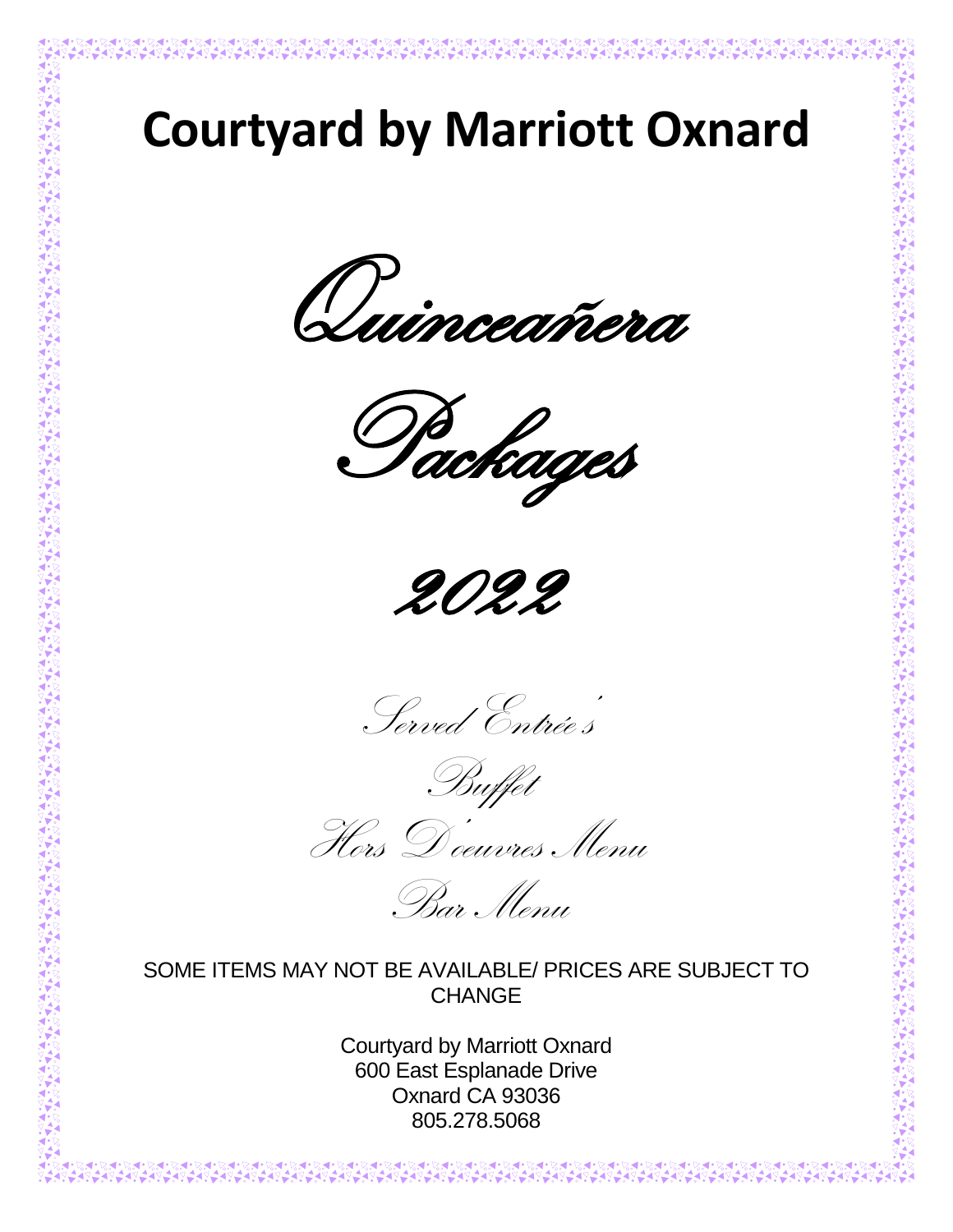# Courtyard by Marriott Oxnard

## *Quinceañera*

## *Packages*

## *2022*

*Served Entrée's*

*Buffet*

*Hors D'oeuvres Menu*

*Bar Menu*

SOME ITEMS MAY NOT BE AVAILABLE/ PRICES ARE SUBJECT TO CHANGE

Courtyard by Marriott Oxnard
600 East Esplanade Drive
Oxnard CA 93036
805.278.5068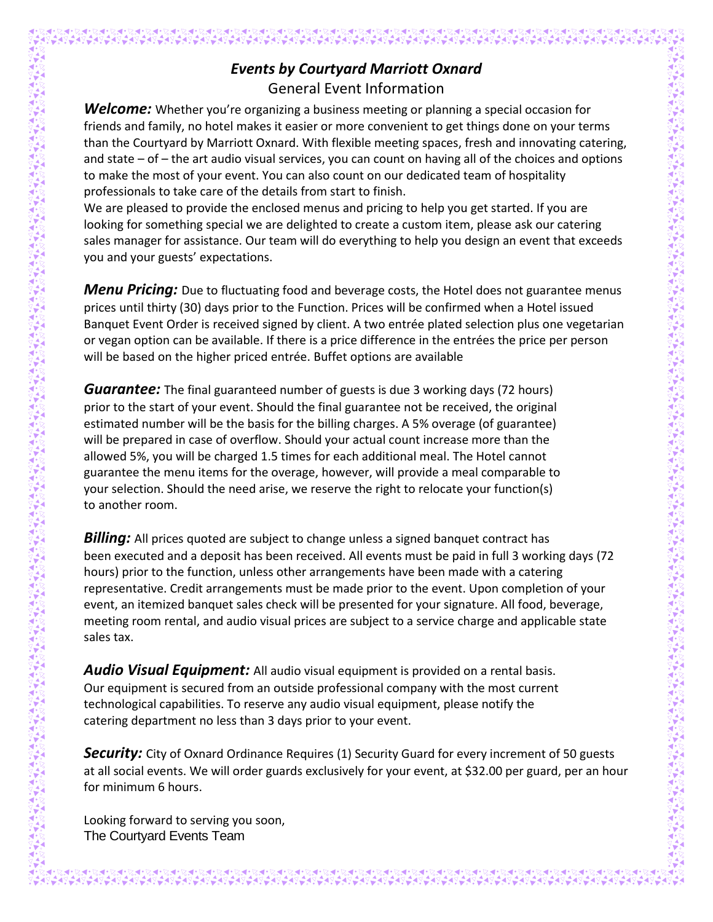# *Events by Courtyard Marriott Oxnard*

## General Event Information

***Welcome:*** Whether you're organizing a business meeting or planning a special occasion for friends and family, no hotel makes it easier or more convenient to get things done on your terms than the Courtyard by Marriott Oxnard. With flexible meeting spaces, fresh and innovating catering, and state – of – the art audio visual services, you can count on having all of the choices and options to make the most of your event. You can also count on our dedicated team of hospitality professionals to take care of the details from start to finish.

We are pleased to provide the enclosed menus and pricing to help you get started. If you are looking for something special we are delighted to create a custom item, please ask our catering sales manager for assistance. Our team will do everything to help you design an event that exceeds you and your guests' expectations.

***Menu Pricing:*** Due to fluctuating food and beverage costs, the Hotel does not guarantee menus prices until thirty (30) days prior to the Function. Prices will be confirmed when a Hotel issued Banquet Event Order is received signed by client. A two entrée plated selection plus one vegetarian or vegan option can be available. If there is a price difference in the entrées the price per person will be based on the higher priced entrée. Buffet options are available

***Guarantee:*** The final guaranteed number of guests is due 3 working days (72 hours) prior to the start of your event. Should the final guarantee not be received, the original estimated number will be the basis for the billing charges. A 5% overage (of guarantee) will be prepared in case of overflow. Should your actual count increase more than the allowed 5%, you will be charged 1.5 times for each additional meal. The Hotel cannot guarantee the menu items for the overage, however, will provide a meal comparable to your selection. Should the need arise, we reserve the right to relocate your function(s) to another room.

***Billing:*** All prices quoted are subject to change unless a signed banquet contract has been executed and a deposit has been received. All events must be paid in full 3 working days (72 hours) prior to the function, unless other arrangements have been made with a catering representative. Credit arrangements must be made prior to the event. Upon completion of your event, an itemized banquet sales check will be presented for your signature. All food, beverage, meeting room rental, and audio visual prices are subject to a service charge and applicable state sales tax.

***Audio Visual Equipment:*** All audio visual equipment is provided on a rental basis. Our equipment is secured from an outside professional company with the most current technological capabilities. To reserve any audio visual equipment, please notify the catering department no less than 3 days prior to your event.

***Security:*** City of Oxnard Ordinance Requires (1) Security Guard for every increment of 50 guests at all social events. We will order guards exclusively for your event, at $32.00 per guard, per an hour for minimum 6 hours.

Looking forward to serving you soon,
The Courtyard Events Team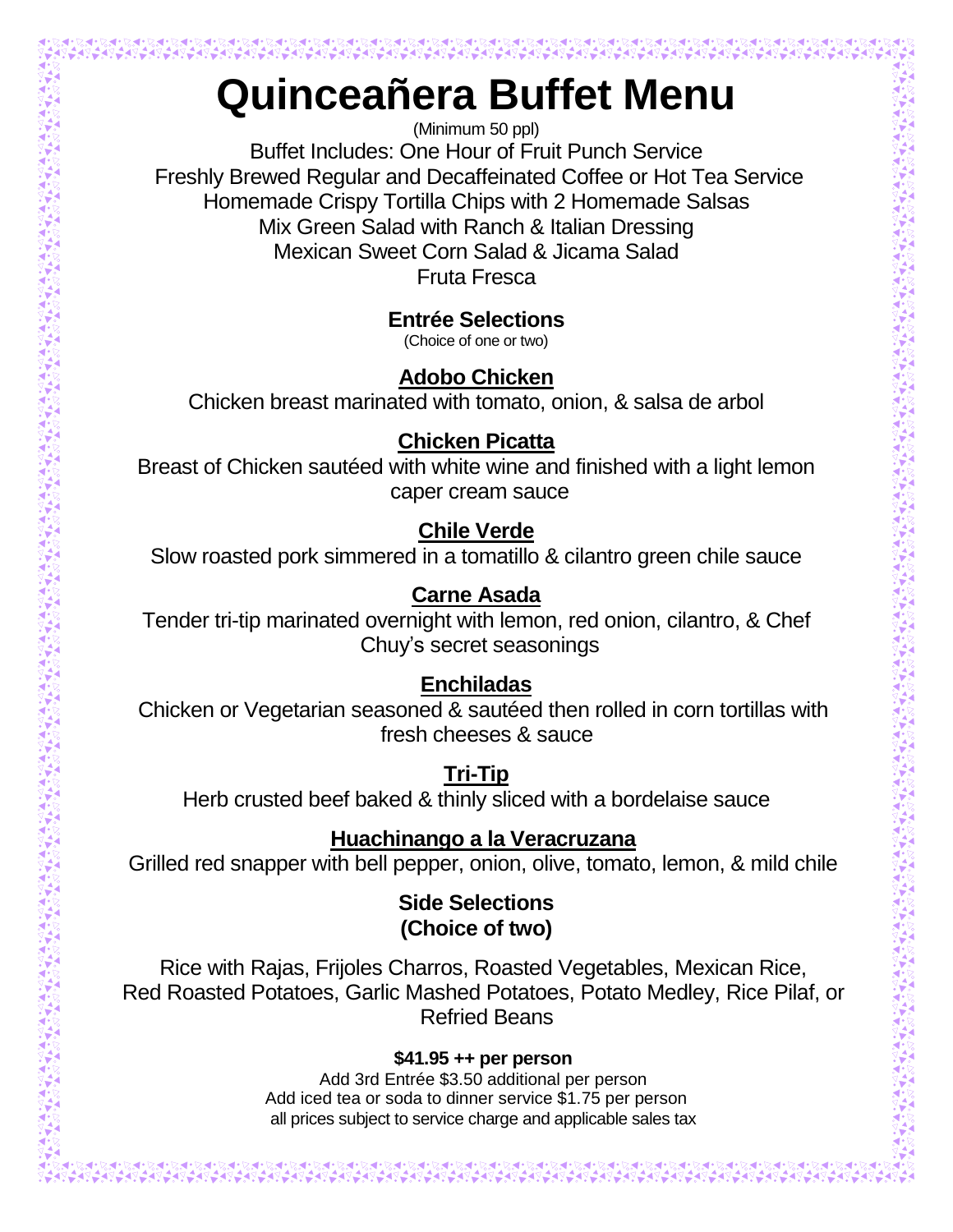# Quinceañera Buffet Menu

(Minimum 50 ppl)

Buffet Includes: One Hour of Fruit Punch Service
Freshly Brewed Regular and Decaffeinated Coffee or Hot Tea Service
Homemade Crispy Tortilla Chips with 2 Homemade Salsas
Mix Green Salad with Ranch & Italian Dressing
Mexican Sweet Corn Salad & Jicama Salad
Fruta Fresca

## Entrée Selections

(Choice of one or two)

### Adobo Chicken

Chicken breast marinated with tomato, onion, & salsa de arbol

### Chicken Picatta

Breast of Chicken sautéed with white wine and finished with a light lemon caper cream sauce

### Chile Verde

Slow roasted pork simmered in a tomatillo & cilantro green chile sauce

### Carne Asada

Tender tri-tip marinated overnight with lemon, red onion, cilantro, & Chef Chuy's secret seasonings

### Enchiladas

Chicken or Vegetarian seasoned & sautéed then rolled in corn tortillas with fresh cheeses & sauce

### Tri-Tip

Herb crusted beef baked & thinly sliced with a bordelaise sauce

### Huachinango a la Veracruzana

Grilled red snapper with bell pepper, onion, olive, tomato, lemon, & mild chile

## Side Selections
## (Choice of two)

Rice with Rajas, Frijoles Charros, Roasted Vegetables, Mexican Rice, Red Roasted Potatoes, Garlic Mashed Potatoes, Potato Medley, Rice Pilaf, or Refried Beans

**$41.95 ++ per person**

Add 3rd Entrée $3.50 additional per person
Add iced tea or soda to dinner service $1.75 per person
all prices subject to service charge and applicable sales tax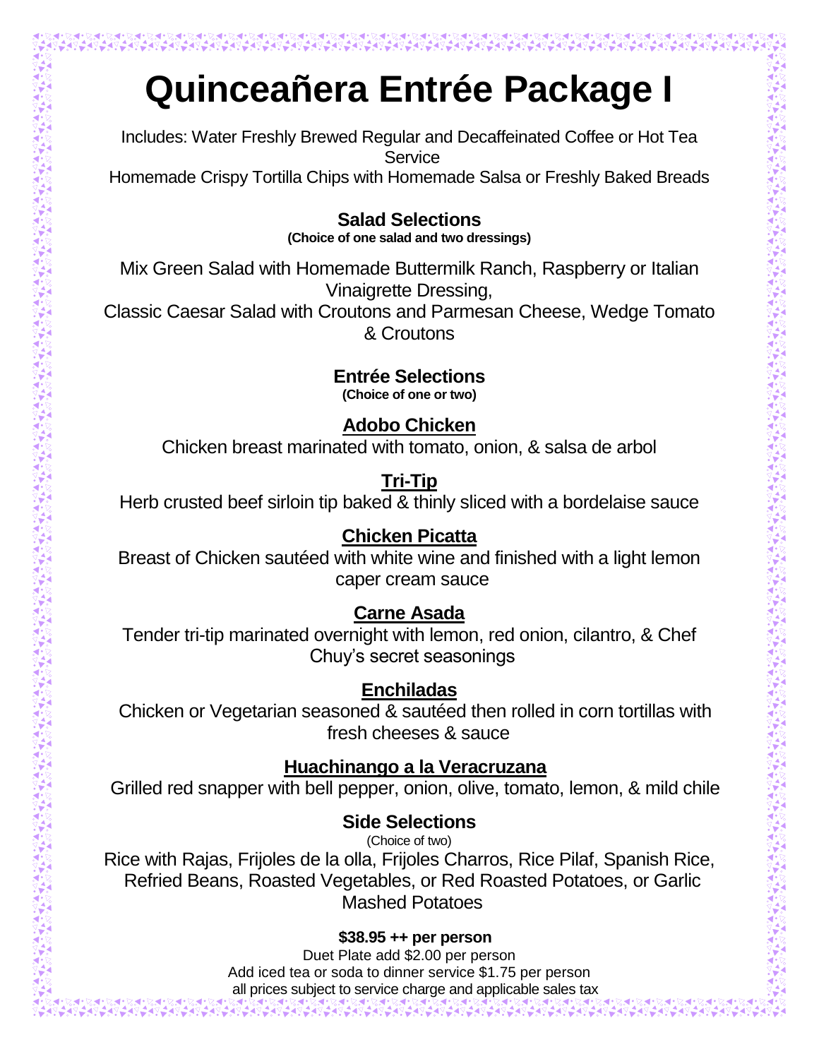# Quinceañera Entrée Package I

Includes: Water Freshly Brewed Regular and Decaffeinated Coffee or Hot Tea Service
Homemade Crispy Tortilla Chips with Homemade Salsa or Freshly Baked Breads

## Salad Selections

**(Choice of one salad and two dressings)**

Mix Green Salad with Homemade Buttermilk Ranch, Raspberry or Italian Vinaigrette Dressing,
Classic Caesar Salad with Croutons and Parmesan Cheese, Wedge Tomato & Croutons

## Entrée Selections

**(Choice of one or two)**

**Adobo Chicken**
Chicken breast marinated with tomato, onion, & salsa de arbol

**Tri-Tip**
Herb crusted beef sirloin tip baked & thinly sliced with a bordelaise sauce

**Chicken Picatta**
Breast of Chicken sautéed with white wine and finished with a light lemon caper cream sauce

**Carne Asada**
Tender tri-tip marinated overnight with lemon, red onion, cilantro, & Chef Chuy's secret seasonings

**Enchiladas**
Chicken or Vegetarian seasoned & sautéed then rolled in corn tortillas with fresh cheeses & sauce

**Huachinango a la Veracruzana**
Grilled red snapper with bell pepper, onion, olive, tomato, lemon, & mild chile

## Side Selections

(Choice of two)

Rice with Rajas, Frijoles de la olla, Frijoles Charros, Rice Pilaf, Spanish Rice, Refried Beans, Roasted Vegetables, or Red Roasted Potatoes, or Garlic Mashed Potatoes

**$38.95 ++ per person**

Duet Plate add $2.00 per person
Add iced tea or soda to dinner service $1.75 per person
all prices subject to service charge and applicable sales tax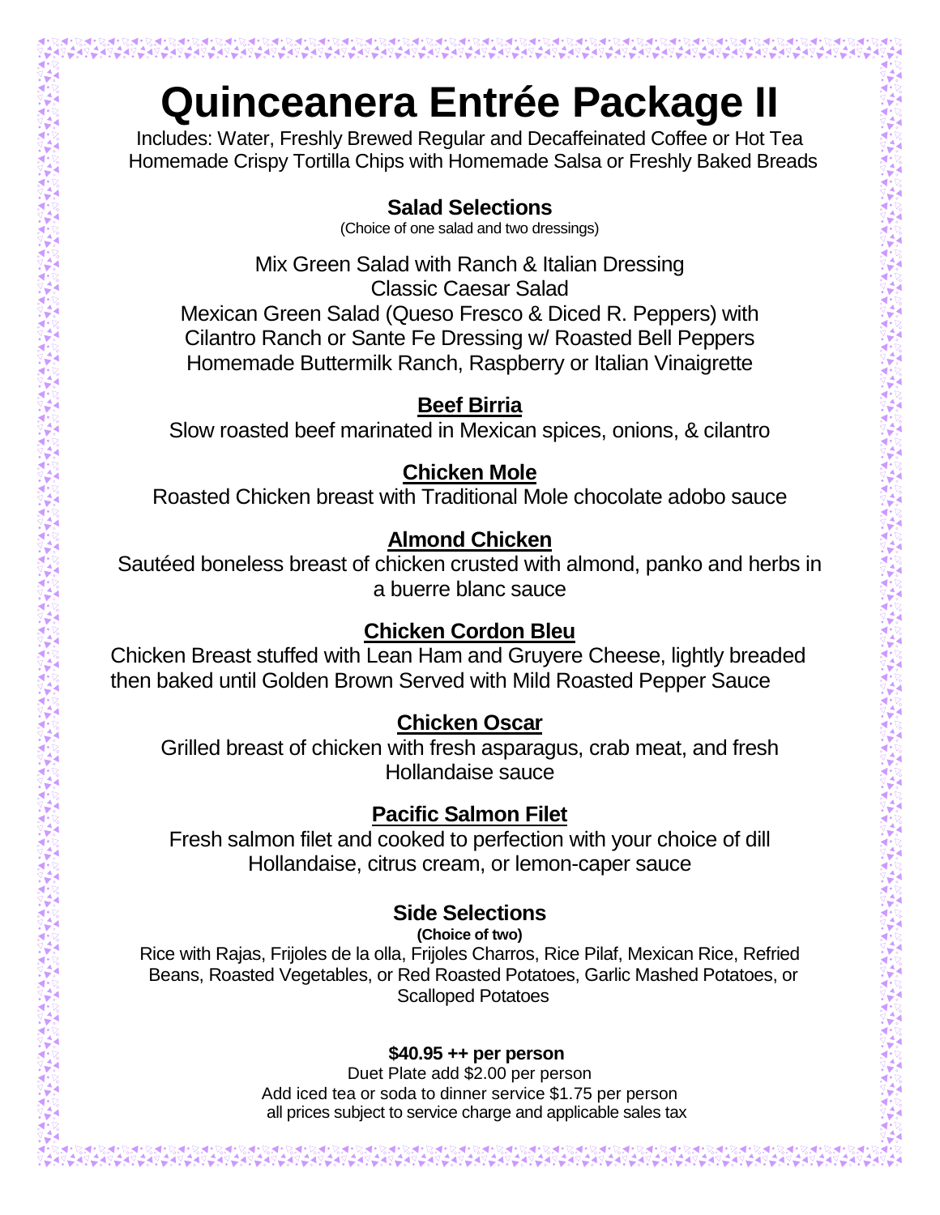# Quinceanera Entrée Package II

Includes: Water, Freshly Brewed Regular and Decaffeinated Coffee or Hot Tea
Homemade Crispy Tortilla Chips with Homemade Salsa or Freshly Baked Breads

### Salad Selections

(Choice of one salad and two dressings)

Mix Green Salad with Ranch & Italian Dressing
Classic Caesar Salad
Mexican Green Salad (Queso Fresco & Diced R. Peppers) with
Cilantro Ranch or Sante Fe Dressing w/ Roasted Bell Peppers
Homemade Buttermilk Ranch, Raspberry or Italian Vinaigrette

### Beef Birria

Slow roasted beef marinated in Mexican spices, onions, & cilantro

### Chicken Mole

Roasted Chicken breast with Traditional Mole chocolate adobo sauce

### Almond Chicken

Sautéed boneless breast of chicken crusted with almond, panko and herbs in a buerre blanc sauce

### Chicken Cordon Bleu

Chicken Breast stuffed with Lean Ham and Gruyere Cheese, lightly breaded then baked until Golden Brown Served with Mild Roasted Pepper Sauce

### Chicken Oscar

Grilled breast of chicken with fresh asparagus, crab meat, and fresh Hollandaise sauce

### Pacific Salmon Filet

Fresh salmon filet and cooked to perfection with your choice of dill Hollandaise, citrus cream, or lemon-caper sauce

### Side Selections

**(Choice of two)**

Rice with Rajas, Frijoles de la olla, Frijoles Charros, Rice Pilaf, Mexican Rice, Refried Beans, Roasted Vegetables, or Red Roasted Potatoes, Garlic Mashed Potatoes, or Scalloped Potatoes

**$40.95 ++ per person**

Duet Plate add $2.00 per person
Add iced tea or soda to dinner service $1.75 per person
all prices subject to service charge and applicable sales tax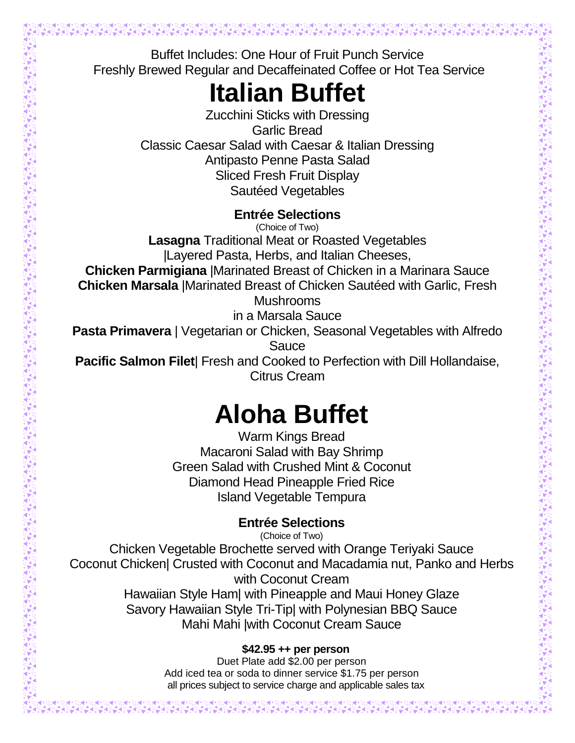Buffet Includes: One Hour of Fruit Punch Service
Freshly Brewed Regular and Decaffeinated Coffee or Hot Tea Service

# Italian Buffet

Zucchini Sticks with Dressing
Garlic Bread
Classic Caesar Salad with Caesar & Italian Dressing
Antipasto Penne Pasta Salad
Sliced Fresh Fruit Display
Sautéed Vegetables

**Entrée Selections**
(Choice of Two)

**Lasagna** Traditional Meat or Roasted Vegetables
|Layered Pasta, Herbs, and Italian Cheeses,
**Chicken Parmigiana** |Marinated Breast of Chicken in a Marinara Sauce
**Chicken Marsala** |Marinated Breast of Chicken Sautéed with Garlic, Fresh Mushrooms
in a Marsala Sauce
**Pasta Primavera** | Vegetarian or Chicken, Seasonal Vegetables with Alfredo Sauce
**Pacific Salmon Filet**| Fresh and Cooked to Perfection with Dill Hollandaise, Citrus Cream

# Aloha Buffet

Warm Kings Bread
Macaroni Salad with Bay Shrimp
Green Salad with Crushed Mint & Coconut
Diamond Head Pineapple Fried Rice
Island Vegetable Tempura

**Entrée Selections**
(Choice of Two)

Chicken Vegetable Brochette served with Orange Teriyaki Sauce
Coconut Chicken| Crusted with Coconut and Macadamia nut, Panko and Herbs with Coconut Cream
Hawaiian Style Ham| with Pineapple and Maui Honey Glaze
Savory Hawaiian Style Tri-Tip| with Polynesian BBQ Sauce
Mahi Mahi |with Coconut Cream Sauce

**$42.95 ++ per person**
Duet Plate add $2.00 per person
Add iced tea or soda to dinner service $1.75 per person
all prices subject to service charge and applicable sales tax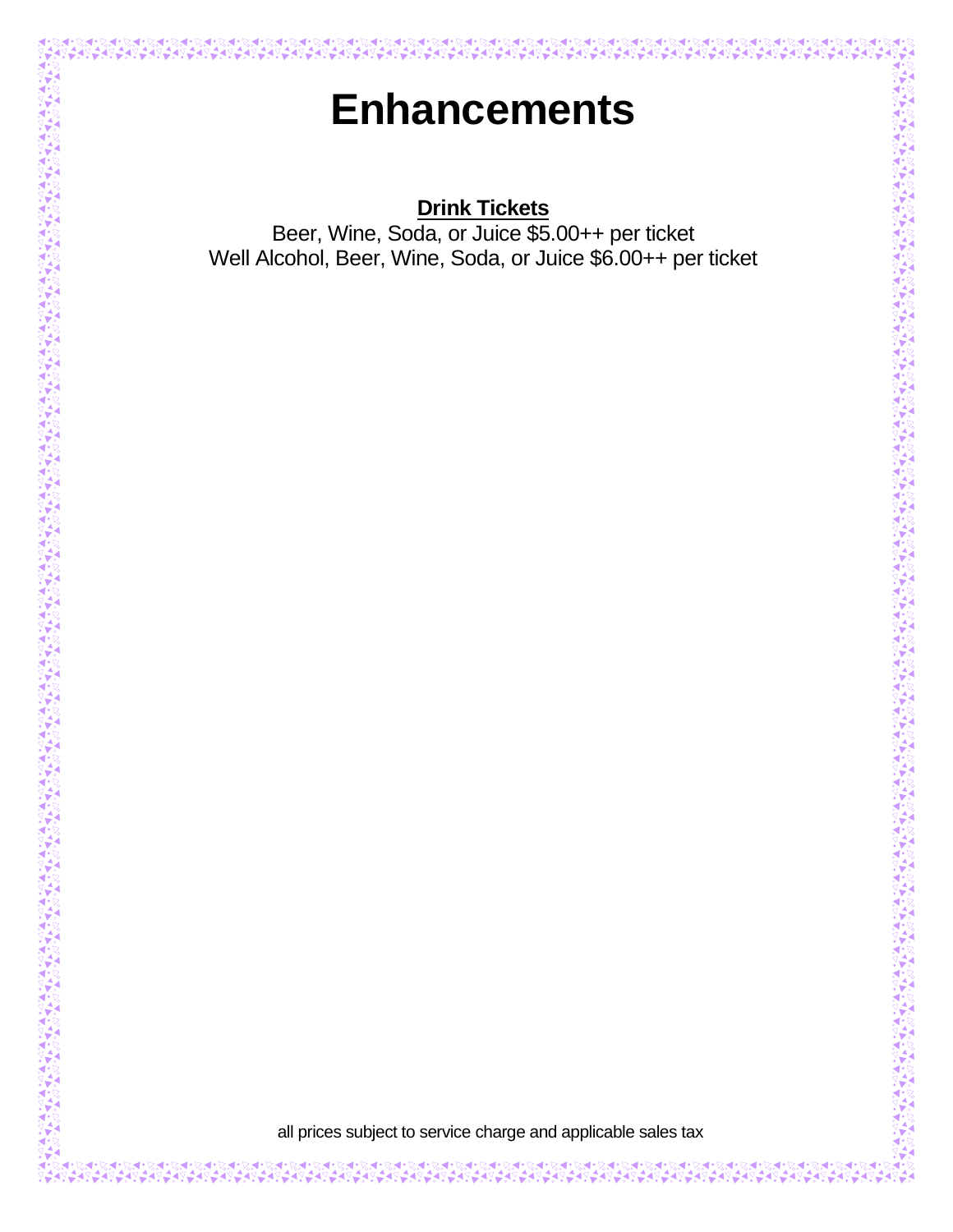# Enhancements

**Drink Tickets**

Beer, Wine, Soda, or Juice $5.00++ per ticket

Well Alcohol, Beer, Wine, Soda, or Juice $6.00++ per ticket

all prices subject to service charge and applicable sales tax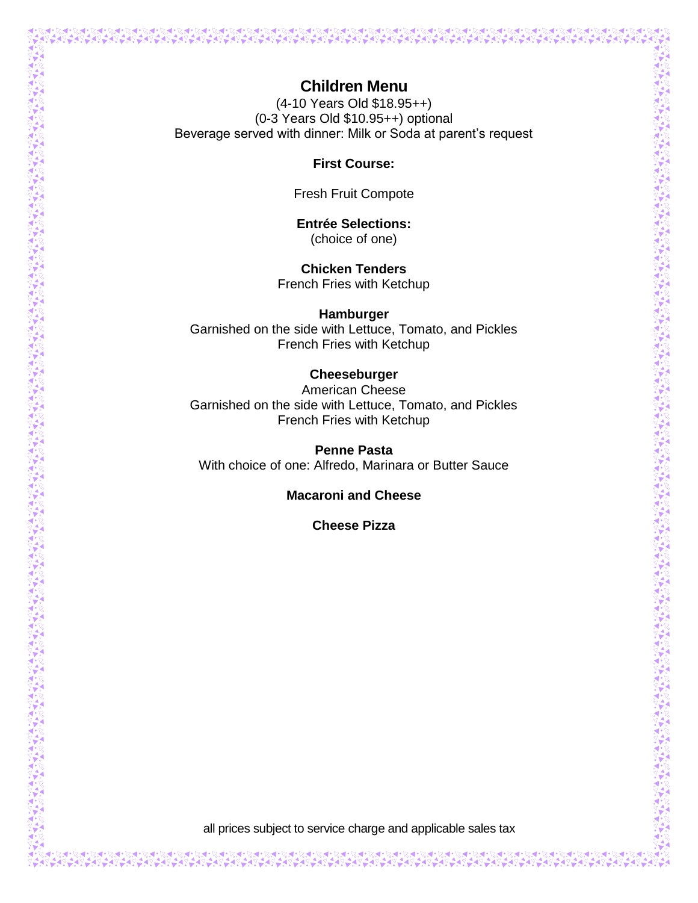# Children Menu

(4-10 Years Old $18.95++)
(0-3 Years Old $10.95++) optional
Beverage served with dinner: Milk or Soda at parent's request

**First Course:**

Fresh Fruit Compote

**Entrée Selections:**
(choice of one)

**Chicken Tenders**
French Fries with Ketchup

**Hamburger**
Garnished on the side with Lettuce, Tomato, and Pickles
French Fries with Ketchup

**Cheeseburger**
American Cheese
Garnished on the side with Lettuce, Tomato, and Pickles
French Fries with Ketchup

**Penne Pasta**
With choice of one: Alfredo, Marinara or Butter Sauce

**Macaroni and Cheese**

**Cheese Pizza**

all prices subject to service charge and applicable sales tax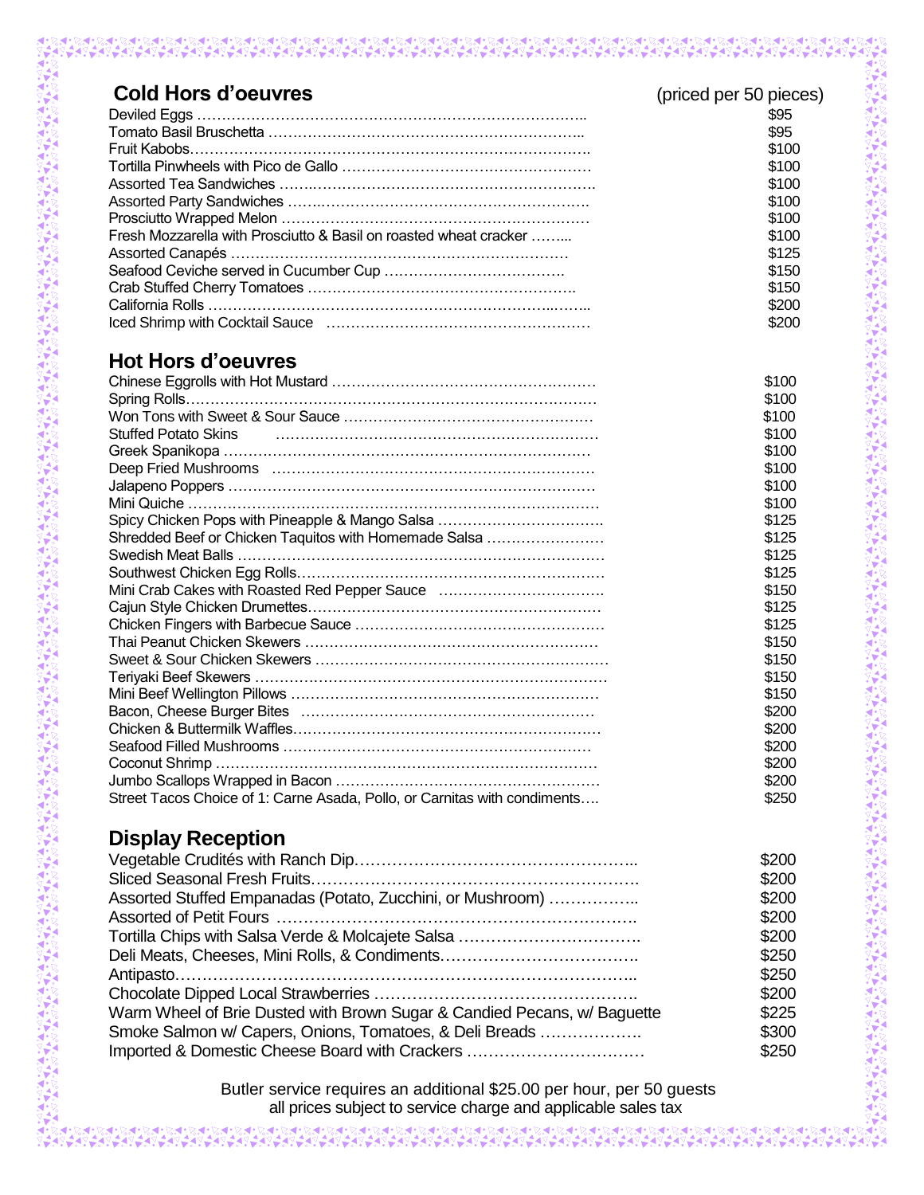## Cold Hors d'oeuvres

(priced per 50 pieces)

| Item | Price |
|---|---|
| Deviled Eggs | $95 |
| Tomato Basil Bruschetta | $95 |
| Fruit Kabobs | $100 |
| Tortilla Pinwheels with Pico de Gallo | $100 |
| Assorted Tea Sandwiches | $100 |
| Assorted Party Sandwiches | $100 |
| Prosciutto Wrapped Melon | $100 |
| Fresh Mozzarella with Prosciutto & Basil on roasted wheat cracker | $100 |
| Assorted Canapés | $125 |
| Seafood Ceviche served in Cucumber Cup | $150 |
| Crab Stuffed Cherry Tomatoes | $150 |
| California Rolls | $200 |
| Iced Shrimp with Cocktail Sauce | $200 |

## Hot Hors d'oeuvres

| Item | Price |
|---|---|
| Chinese Eggrolls with Hot Mustard | $100 |
| Spring Rolls | $100 |
| Won Tons with Sweet & Sour Sauce | $100 |
| Stuffed Potato Skins | $100 |
| Greek Spanikopa | $100 |
| Deep Fried Mushrooms | $100 |
| Jalapeno Poppers | $100 |
| Mini Quiche | $100 |
| Spicy Chicken Pops with Pineapple & Mango Salsa | $125 |
| Shredded Beef or Chicken Taquitos with Homemade Salsa | $125 |
| Swedish Meat Balls | $125 |
| Southwest Chicken Egg Rolls | $125 |
| Mini Crab Cakes with Roasted Red Pepper Sauce | $150 |
| Cajun Style Chicken Drumettes | $125 |
| Chicken Fingers with Barbecue Sauce | $125 |
| Thai Peanut Chicken Skewers | $150 |
| Sweet & Sour Chicken Skewers | $150 |
| Teriyaki Beef Skewers | $150 |
| Mini Beef Wellington Pillows | $150 |
| Bacon, Cheese Burger Bites | $200 |
| Chicken & Buttermilk Waffles | $200 |
| Seafood Filled Mushrooms | $200 |
| Coconut Shrimp | $200 |
| Jumbo Scallops Wrapped in Bacon | $200 |
| Street Tacos Choice of 1: Carne Asada, Pollo, or Carnitas with condiments | $250 |

## Display Reception

| Item | Price |
|---|---|
| Vegetable Crudités with Ranch Dip | $200 |
| Sliced Seasonal Fresh Fruits | $200 |
| Assorted Stuffed Empanadas (Potato, Zucchini, or Mushroom) | $200 |
| Assorted of Petit Fours | $200 |
| Tortilla Chips with Salsa Verde & Molcajete Salsa | $200 |
| Deli Meats, Cheeses, Mini Rolls, & Condiments | $250 |
| Antipasto | $250 |
| Chocolate Dipped Local Strawberries | $200 |
| Warm Wheel of Brie Dusted with Brown Sugar & Candied Pecans, w/ Baguette | $225 |
| Smoke Salmon w/ Capers, Onions, Tomatoes, & Deli Breads | $300 |
| Imported & Domestic Cheese Board with Crackers | $250 |

Butler service requires an additional $25.00 per hour, per 50 guests
all prices subject to service charge and applicable sales tax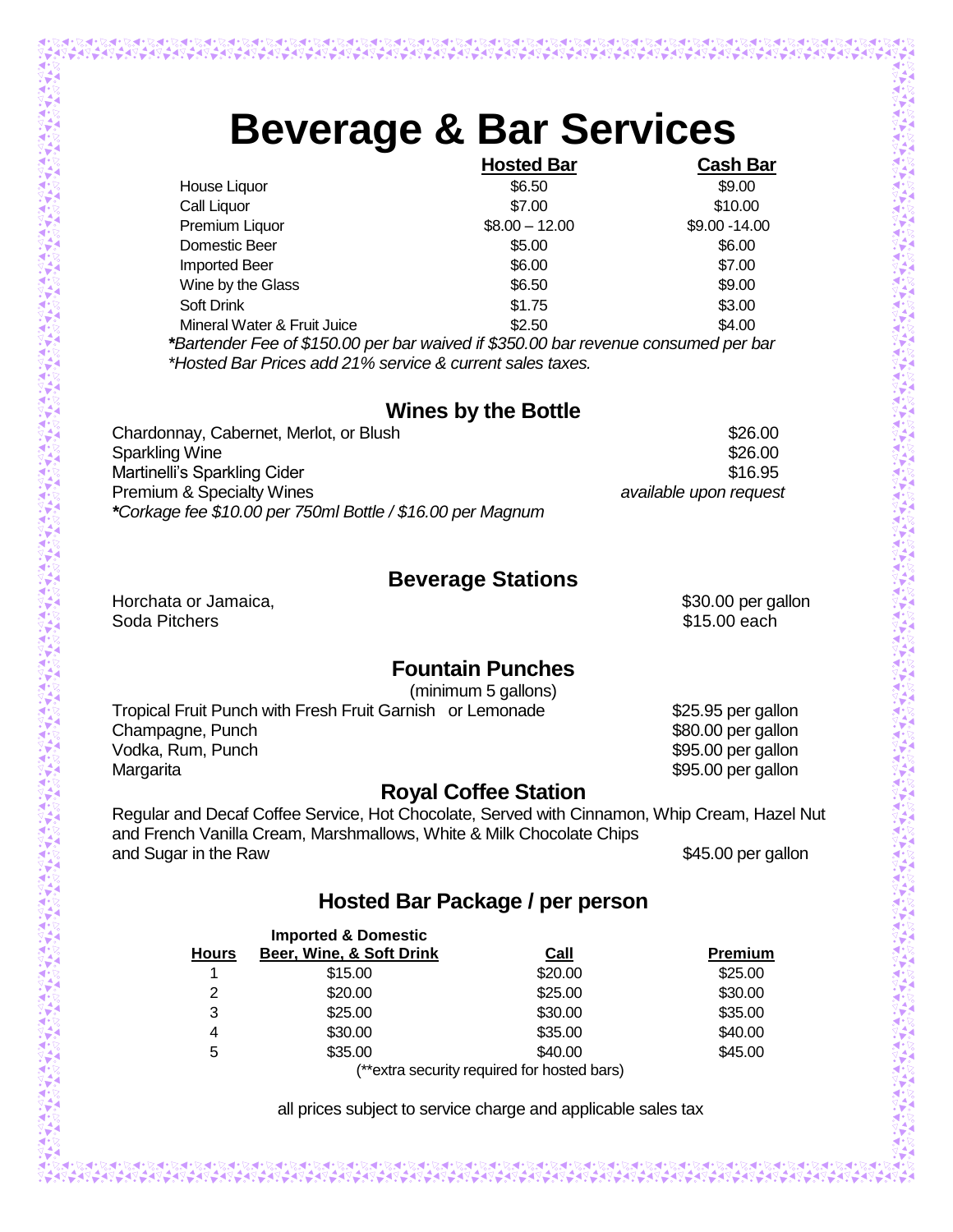# Beverage & Bar Services

| | Hosted Bar | Cash Bar |
|---|---|---|
| House Liquor | $6.50 | $9.00 |
| Call Liquor | $7.00 | $10.00 |
| Premium Liquor | $8.00 – 12.00 | $9.00 -14.00 |
| Domestic Beer | $5.00 | $6.00 |
| Imported Beer | $6.00 | $7.00 |
| Wine by the Glass | $6.50 | $9.00 |
| Soft Drink | $1.75 | $3.00 |
| Mineral Water & Fruit Juice | $2.50 | $4.00 |

***Bartender Fee of $150.00 per bar waived if $350.00 bar revenue consumed per bar***
**Hosted Bar Prices add 21% service & current sales taxes.*

## Wines by the Bottle

| | |
|---|---|
| Chardonnay, Cabernet, Merlot, or Blush | $26.00 |
| Sparkling Wine | $26.00 |
| Martinelli's Sparkling Cider | $16.95 |
| Premium & Specialty Wines | *available upon request* |

***Corkage fee $10.00 per 750ml Bottle / $16.00 per Magnum***

## Beverage Stations

| | |
|---|---|
| Horchata or Jamaica, | $30.00 per gallon |
| Soda Pitchers | $15.00 each |

## Fountain Punches

(minimum 5 gallons)

| | |
|---|---|
| Tropical Fruit Punch with Fresh Fruit Garnish or Lemonade | $25.95 per gallon |
| Champagne, Punch | $80.00 per gallon |
| Vodka, Rum, Punch | $95.00 per gallon |
| Margarita | $95.00 per gallon |

## Royal Coffee Station

Regular and Decaf Coffee Service, Hot Chocolate, Served with Cinnamon, Whip Cream, Hazel Nut and French Vanilla Cream, Marshmallows, White & Milk Chocolate Chips and Sugar in the Raw — $45.00 per gallon

## Hosted Bar Package / per person

| Hours | Imported & Domestic Beer, Wine, & Soft Drink | Call | Premium |
|---|---|---|---|
| 1 | $15.00 | $20.00 | $25.00 |
| 2 | $20.00 | $25.00 | $30.00 |
| 3 | $25.00 | $30.00 | $35.00 |
| 4 | $30.00 | $35.00 | $40.00 |
| 5 | $35.00 | $40.00 | $45.00 |

(**extra security required for hosted bars)

all prices subject to service charge and applicable sales tax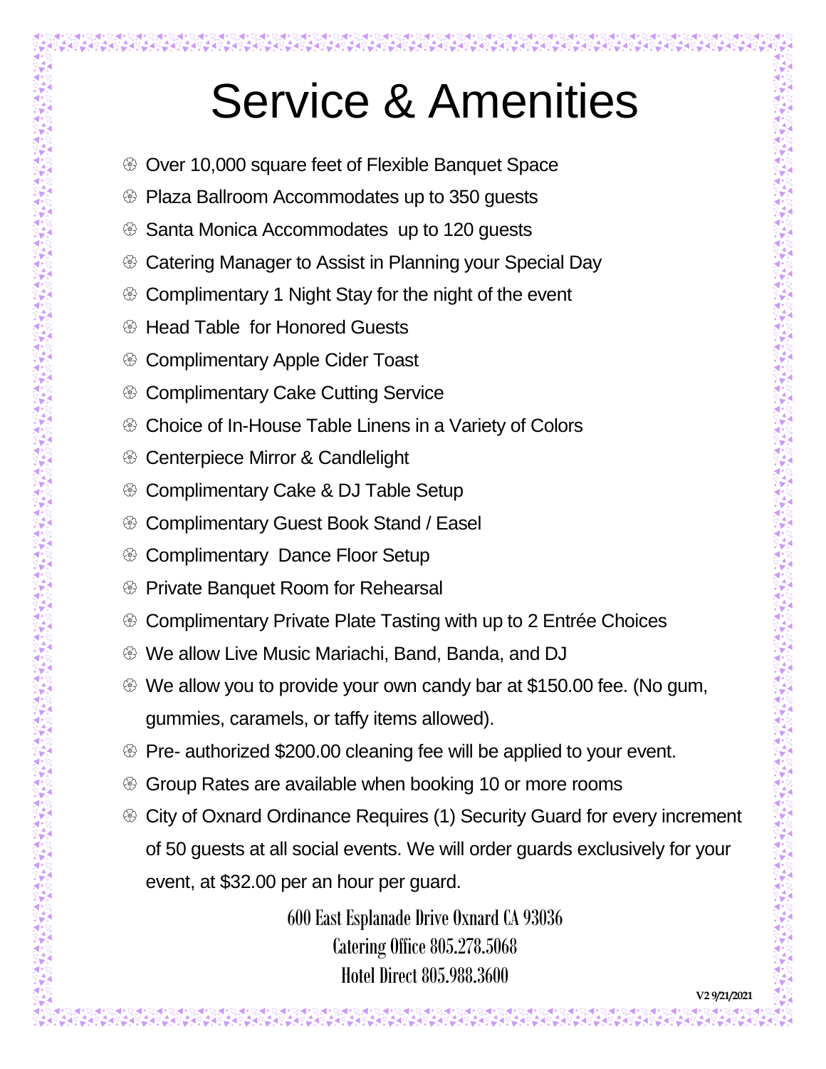# Service & Amenities

- Over 10,000 square feet of Flexible Banquet Space
- Plaza Ballroom Accommodates up to 350 guests
- Santa Monica Accommodates up to 120 guests
- Catering Manager to Assist in Planning your Special Day
- Complimentary 1 Night Stay for the night of the event
- Head Table for Honored Guests
- Complimentary Apple Cider Toast
- Complimentary Cake Cutting Service
- Choice of In-House Table Linens in a Variety of Colors
- Centerpiece Mirror & Candlelight
- Complimentary Cake & DJ Table Setup
- Complimentary Guest Book Stand / Easel
- Complimentary Dance Floor Setup
- Private Banquet Room for Rehearsal
- Complimentary Private Plate Tasting with up to 2 Entrée Choices
- We allow Live Music Mariachi, Band, Banda, and DJ
- We allow you to provide your own candy bar at $150.00 fee. (No gum, gummies, caramels, or taffy items allowed).
- Pre- authorized $200.00 cleaning fee will be applied to your event.
- Group Rates are available when booking 10 or more rooms
- City of Oxnard Ordinance Requires (1) Security Guard for every increment of 50 guests at all social events. We will order guards exclusively for your event, at $32.00 per an hour per guard.

600 East Esplanade Drive Oxnard CA 93036

Catering Office 805.278.5068

Hotel Direct 805.988.3600

V2 9/21/2021